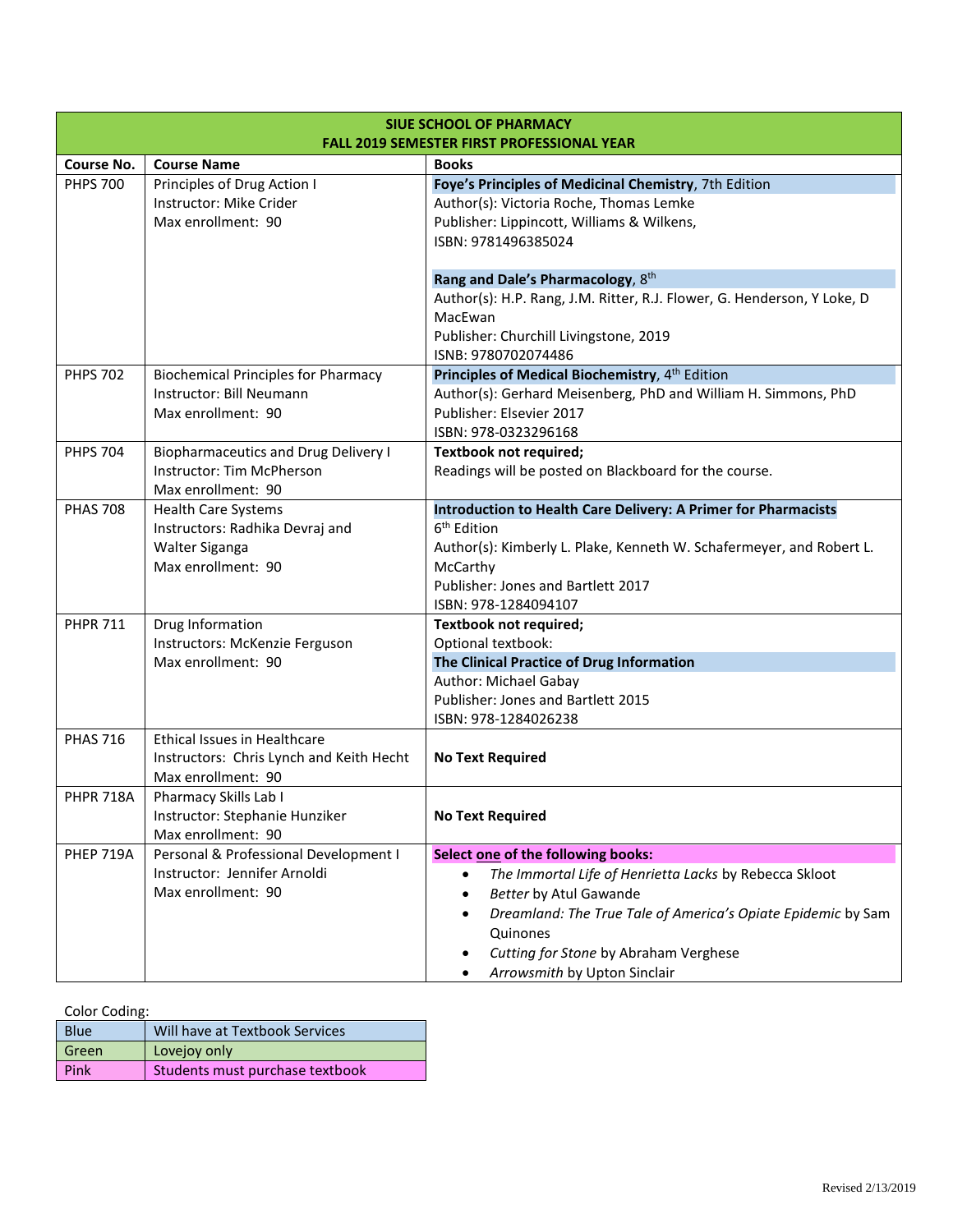| SIUE SCHOOL OF PHARMACY<br>FALL 2019 SEMESTER FIRST PROFESSIONAL YEAR | | |
|---|---|---|
| **Course No.** | **Course Name** | **Books** |
| PHPS 700 | Principles of Drug Action I<br>Instructor: Mike Crider<br>Max enrollment: 90 | **Foye's Principles of Medicinal Chemistry**, 7th Edition<br>Author(s): Victoria Roche, Thomas Lemke<br>Publisher: Lippincott, Williams & Wilkens,<br>ISBN: 9781496385024<br><br>**Rang and Dale's Pharmacology**, 8th<br>Author(s): H.P. Rang, J.M. Ritter, R.J. Flower, G. Henderson, Y Loke, D MacEwan<br>Publisher: Churchill Livingstone, 2019<br>ISNB: 9780702074486 |
| PHPS 702 | Biochemical Principles for Pharmacy<br>Instructor: Bill Neumann<br>Max enrollment: 90 | **Principles of Medical Biochemistry**, 4th Edition<br>Author(s): Gerhard Meisenberg, PhD and William H. Simmons, PhD<br>Publisher: Elsevier 2017<br>ISBN: 978-0323296168 |
| PHPS 704 | Biopharmaceutics and Drug Delivery I<br>Instructor: Tim McPherson<br>Max enrollment: 90 | **Textbook not required;**<br>Readings will be posted on Blackboard for the course. |
| PHAS 708 | Health Care Systems<br>Instructors: Radhika Devraj and Walter Siganga<br>Max enrollment: 90 | **Introduction to Health Care Delivery: A Primer for Pharmacists**<br>6th Edition<br>Author(s): Kimberly L. Plake, Kenneth W. Schafermeyer, and Robert L. McCarthy<br>Publisher: Jones and Bartlett 2017<br>ISBN: 978-1284094107 |
| PHPR 711 | Drug Information<br>Instructors: McKenzie Ferguson<br>Max enrollment: 90 | **Textbook not required;**<br>Optional textbook:<br>**The Clinical Practice of Drug Information**<br>Author: Michael Gabay<br>Publisher: Jones and Bartlett 2015<br>ISBN: 978-1284026238 |
| PHAS 716 | Ethical Issues in Healthcare<br>Instructors: Chris Lynch and Keith Hecht<br>Max enrollment: 90 | **No Text Required** |
| PHPR 718A | Pharmacy Skills Lab I<br>Instructor: Stephanie Hunziker<br>Max enrollment: 90 | **No Text Required** |
| PHEP 719A | Personal & Professional Development I<br>Instructor: Jennifer Arnoldi<br>Max enrollment: 90 | **Select one of the following books:**<br>• *The Immortal Life of Henrietta Lacks* by Rebecca Skloot<br>• *Better* by Atul Gawande<br>• *Dreamland: The True Tale of America's Opiate Epidemic* by Sam Quinones<br>• *Cutting for Stone* by Abraham Verghese<br>• *Arrowsmith* by Upton Sinclair |

Color Coding:

| Color | Meaning |
|---|---|
| Blue | Will have at Textbook Services |
| Green | Lovejoy only |
| Pink | Students must purchase textbook |

Revised 2/13/2019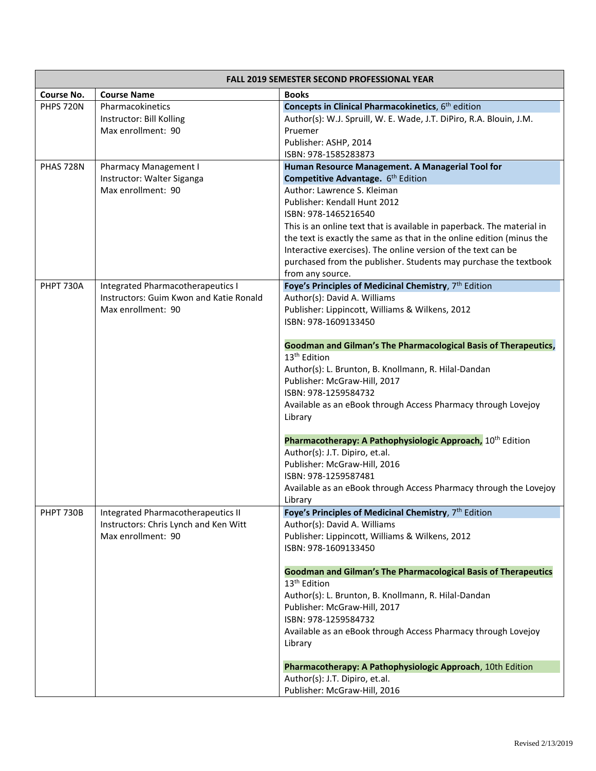| FALL 2019 SEMESTER SECOND PROFESSIONAL YEAR | | |
|---|---|---|
| **Course No.** | **Course Name** | **Books** |
| PHPS 720N | Pharmacokinetics<br>Instructor: Bill Kolling<br>Max enrollment: 90 | **Concepts in Clinical Pharmacokinetics**, 6th edition<br>Author(s): W.J. Spruill, W. E. Wade, J.T. DiPiro, R.A. Blouin, J.M. Pruemer<br>Publisher: ASHP, 2014<br>ISBN: 978-1585283873 |
| PHAS 728N | Pharmacy Management I<br>Instructor: Walter Siganga<br>Max enrollment: 90 | **Human Resource Management. A Managerial Tool for Competitive Advantage.** 6th Edition<br>Author: Lawrence S. Kleiman<br>Publisher: Kendall Hunt 2012<br>ISBN: 978-1465216540<br>This is an online text that is available in paperback. The material in the text is exactly the same as that in the online edition (minus the Interactive exercises). The online version of the text can be purchased from the publisher. Students may purchase the textbook from any source. |
| PHPT 730A | Integrated Pharmacotherapeutics I<br>Instructors: Guim Kwon and Katie Ronald<br>Max enrollment: 90 | **Foye's Principles of Medicinal Chemistry**, 7th Edition<br>Author(s): David A. Williams<br>Publisher: Lippincott, Williams & Wilkens, 2012<br>ISBN: 978-1609133450<br><br>**Goodman and Gilman's The Pharmacological Basis of Therapeutics,** 13th Edition<br>Author(s): L. Brunton, B. Knollmann, R. Hilal-Dandan<br>Publisher: McGraw-Hill, 2017<br>ISBN: 978-1259584732<br>Available as an eBook through Access Pharmacy through Lovejoy Library<br><br>**Pharmacotherapy: A Pathophysiologic Approach,** 10th Edition<br>Author(s): J.T. Dipiro, et.al.<br>Publisher: McGraw-Hill, 2016<br>ISBN: 978-1259587481<br>Available as an eBook through Access Pharmacy through the Lovejoy Library |
| PHPT 730B | Integrated Pharmacotherapeutics II<br>Instructors: Chris Lynch and Ken Witt<br>Max enrollment: 90 | **Foye's Principles of Medicinal Chemistry**, 7th Edition<br>Author(s): David A. Williams<br>Publisher: Lippincott, Williams & Wilkens, 2012<br>ISBN: 978-1609133450<br><br>**Goodman and Gilman's The Pharmacological Basis of Therapeutics** 13th Edition<br>Author(s): L. Brunton, B. Knollmann, R. Hilal-Dandan<br>Publisher: McGraw-Hill, 2017<br>ISBN: 978-1259584732<br>Available as an eBook through Access Pharmacy through Lovejoy Library<br><br>**Pharmacotherapy: A Pathophysiologic Approach**, 10th Edition<br>Author(s): J.T. Dipiro, et.al.<br>Publisher: McGraw-Hill, 2016 |

Revised 2/13/2019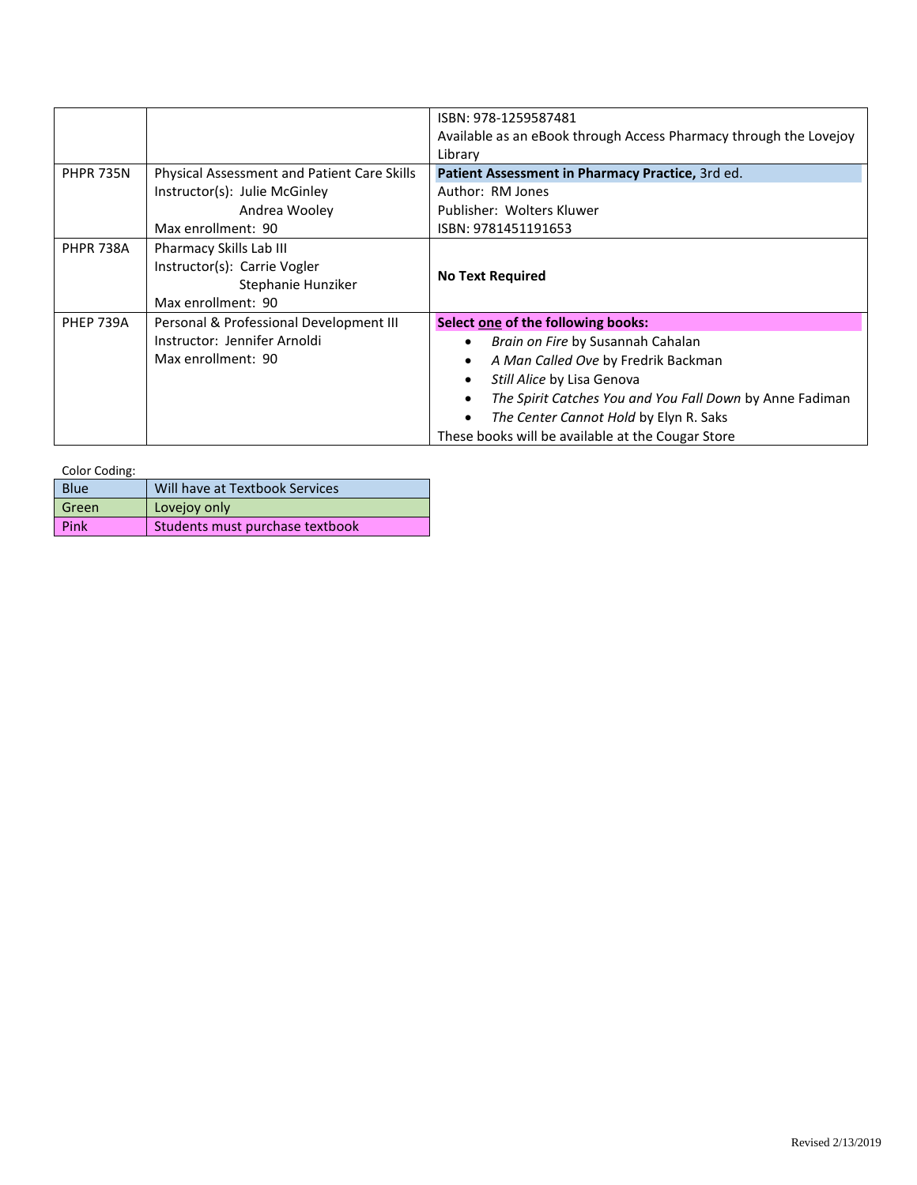|  |  | ISBN: 978-1259587481<br>Available as an eBook through Access Pharmacy through the Lovejoy Library |
|---|---|---|
| PHPR 735N | Physical Assessment and Patient Care Skills<br>Instructor(s): Julie McGinley<br>Andrea Wooley<br>Max enrollment: 90 | **Patient Assessment in Pharmacy Practice,** 3rd ed.<br>Author: RM Jones<br>Publisher: Wolters Kluwer<br>ISBN: 9781451191653 |
| PHPR 738A | Pharmacy Skills Lab III<br>Instructor(s): Carrie Vogler<br>Stephanie Hunziker<br>Max enrollment: 90 | **No Text Required** |
| PHEP 739A | Personal & Professional Development III<br>Instructor: Jennifer Arnoldi<br>Max enrollment: 90 | **Select one of the following books:**<br>• *Brain on Fire* by Susannah Cahalan<br>• *A Man Called Ove* by Fredrik Backman<br>• *Still Alice* by Lisa Genova<br>• *The Spirit Catches You and You Fall Down* by Anne Fadiman<br>• *The Center Cannot Hold* by Elyn R. Saks<br>These books will be available at the Cougar Store |

Color Coding:

| Color | Meaning |
|---|---|
| Blue | Will have at Textbook Services |
| Green | Lovejoy only |
| Pink | Students must purchase textbook |

Revised 2/13/2019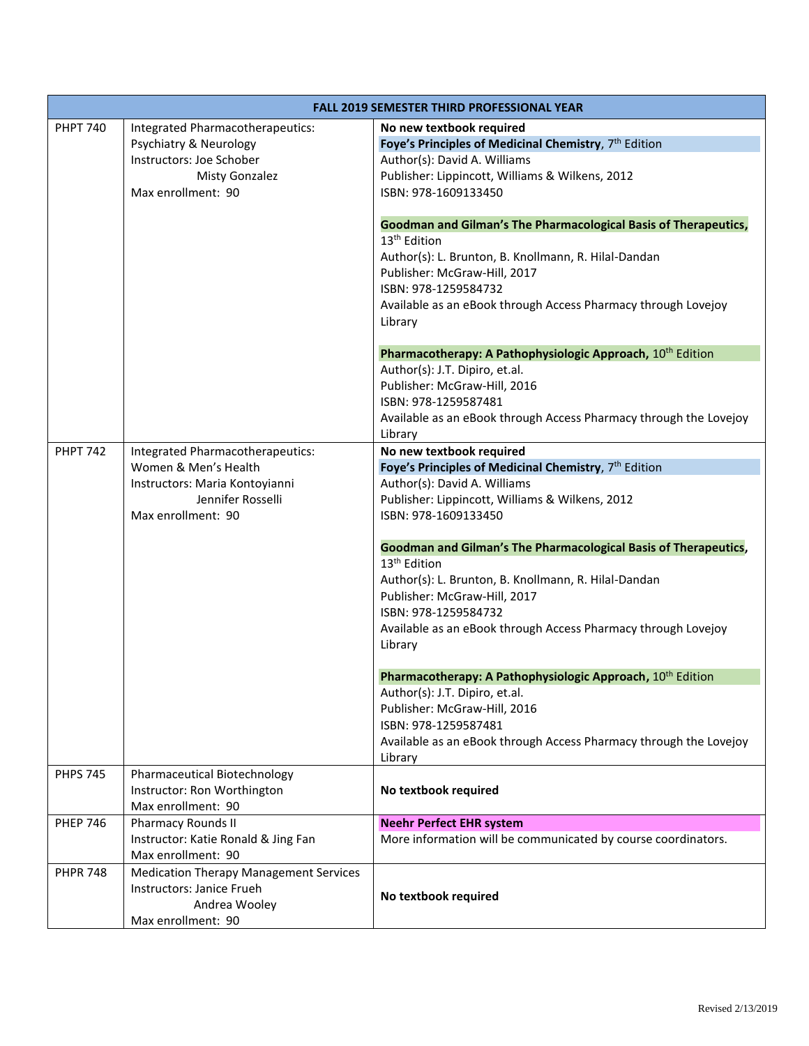| FALL 2019 SEMESTER THIRD PROFESSIONAL YEAR | | |
|---|---|---|
| PHPT 740 | Integrated Pharmacotherapeutics: Psychiatry & Neurology<br>Instructors: Joe Schober<br>Misty Gonzalez<br>Max enrollment: 90 | **No new textbook required**<br>**Foye's Principles of Medicinal Chemistry**, 7th Edition<br>Author(s): David A. Williams<br>Publisher: Lippincott, Williams & Wilkens, 2012<br>ISBN: 978-1609133450<br><br>**Goodman and Gilman's The Pharmacological Basis of Therapeutics,** 13th Edition<br>Author(s): L. Brunton, B. Knollmann, R. Hilal-Dandan<br>Publisher: McGraw-Hill, 2017<br>ISBN: 978-1259584732<br>Available as an eBook through Access Pharmacy through Lovejoy Library<br><br>**Pharmacotherapy: A Pathophysiologic Approach,** 10th Edition<br>Author(s): J.T. Dipiro, et.al.<br>Publisher: McGraw-Hill, 2016<br>ISBN: 978-1259587481<br>Available as an eBook through Access Pharmacy through the Lovejoy Library |
| PHPT 742 | Integrated Pharmacotherapeutics: Women & Men's Health<br>Instructors: Maria Kontoyianni<br>Jennifer Rosselli<br>Max enrollment: 90 | **No new textbook required**<br>**Foye's Principles of Medicinal Chemistry**, 7th Edition<br>Author(s): David A. Williams<br>Publisher: Lippincott, Williams & Wilkens, 2012<br>ISBN: 978-1609133450<br><br>**Goodman and Gilman's The Pharmacological Basis of Therapeutics**, 13th Edition<br>Author(s): L. Brunton, B. Knollmann, R. Hilal-Dandan<br>Publisher: McGraw-Hill, 2017<br>ISBN: 978-1259584732<br>Available as an eBook through Access Pharmacy through Lovejoy Library<br><br>**Pharmacotherapy: A Pathophysiologic Approach,** 10th Edition<br>Author(s): J.T. Dipiro, et.al.<br>Publisher: McGraw-Hill, 2016<br>ISBN: 978-1259587481<br>Available as an eBook through Access Pharmacy through the Lovejoy Library |
| PHPS 745 | Pharmaceutical Biotechnology<br>Instructor: Ron Worthington<br>Max enrollment: 90 | **No textbook required** |
| PHEP 746 | Pharmacy Rounds II<br>Instructor: Katie Ronald & Jing Fan<br>Max enrollment: 90 | **Neehr Perfect EHR system**<br>More information will be communicated by course coordinators. |
| PHPR 748 | Medication Therapy Management Services<br>Instructors: Janice Frueh<br>Andrea Wooley<br>Max enrollment: 90 | **No textbook required** |

Revised 2/13/2019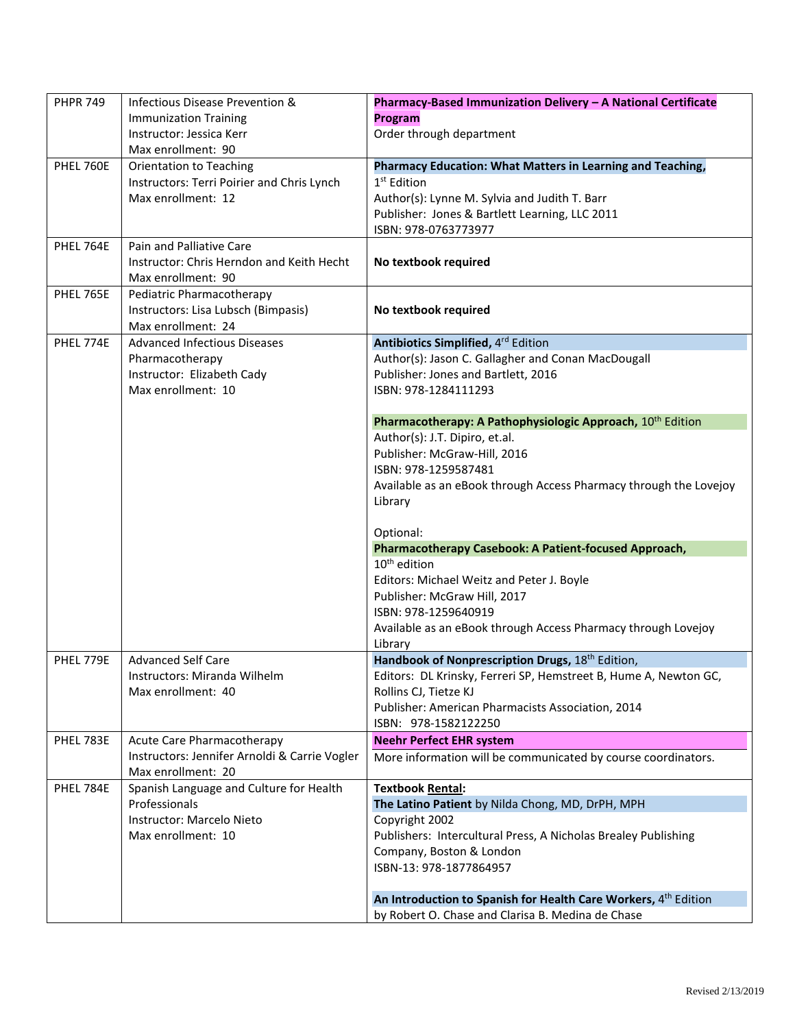| | | |
|---|---|---|
| PHPR 749 | Infectious Disease Prevention & Immunization Training<br>Instructor: Jessica Kerr<br>Max enrollment: 90 | **Pharmacy-Based Immunization Delivery – A National Certificate Program**<br>Order through department |
| PHEL 760E | Orientation to Teaching<br>Instructors: Terri Poirier and Chris Lynch<br>Max enrollment: 12 | **Pharmacy Education: What Matters in Learning and Teaching,** 1st Edition<br>Author(s): Lynne M. Sylvia and Judith T. Barr<br>Publisher: Jones & Bartlett Learning, LLC 2011<br>ISBN: 978-0763773977 |
| PHEL 764E | Pain and Palliative Care<br>Instructor: Chris Herndon and Keith Hecht<br>Max enrollment: 90 | **No textbook required** |
| PHEL 765E | Pediatric Pharmacotherapy<br>Instructors: Lisa Lubsch (Bimpasis)<br>Max enrollment: 24 | **No textbook required** |
| PHEL 774E | Advanced Infectious Diseases Pharmacotherapy<br>Instructor: Elizabeth Cady<br>Max enrollment: 10 | **Antibiotics Simplified,** 4rd Edition<br>Author(s): Jason C. Gallagher and Conan MacDougall<br>Publisher: Jones and Bartlett, 2016<br>ISBN: 978-1284111293<br><br>**Pharmacotherapy: A Pathophysiologic Approach,** 10th Edition<br>Author(s): J.T. Dipiro, et.al.<br>Publisher: McGraw-Hill, 2016<br>ISBN: 978-1259587481<br>Available as an eBook through Access Pharmacy through the Lovejoy Library<br><br>Optional:<br>**Pharmacotherapy Casebook: A Patient-focused Approach,** 10th edition<br>Editors: Michael Weitz and Peter J. Boyle<br>Publisher: McGraw Hill, 2017<br>ISBN: 978-1259640919<br>Available as an eBook through Access Pharmacy through Lovejoy Library |
| PHEL 779E | Advanced Self Care<br>Instructors: Miranda Wilhelm<br>Max enrollment: 40 | **Handbook of Nonprescription Drugs,** 18th Edition,<br>Editors: DL Krinsky, Ferreri SP, Hemstreet B, Hume A, Newton GC, Rollins CJ, Tietze KJ<br>Publisher: American Pharmacists Association, 2014<br>ISBN: 978-1582122250 |
| PHEL 783E | Acute Care Pharmacotherapy<br>Instructors: Jennifer Arnoldi & Carrie Vogler<br>Max enrollment: 20 | **Neehr Perfect EHR system**<br>More information will be communicated by course coordinators. |
| PHEL 784E | Spanish Language and Culture for Health Professionals<br>Instructor: Marcelo Nieto<br>Max enrollment: 10 | **Textbook Rental:**<br>**The Latino Patient** by Nilda Chong, MD, DrPH, MPH<br>Copyright 2002<br>Publishers: Intercultural Press, A Nicholas Brealey Publishing Company, Boston & London<br>ISBN-13: 978-1877864957<br><br>**An Introduction to Spanish for Health Care Workers,** 4th Edition<br>by Robert O. Chase and Clarisa B. Medina de Chase |

Revised 2/13/2019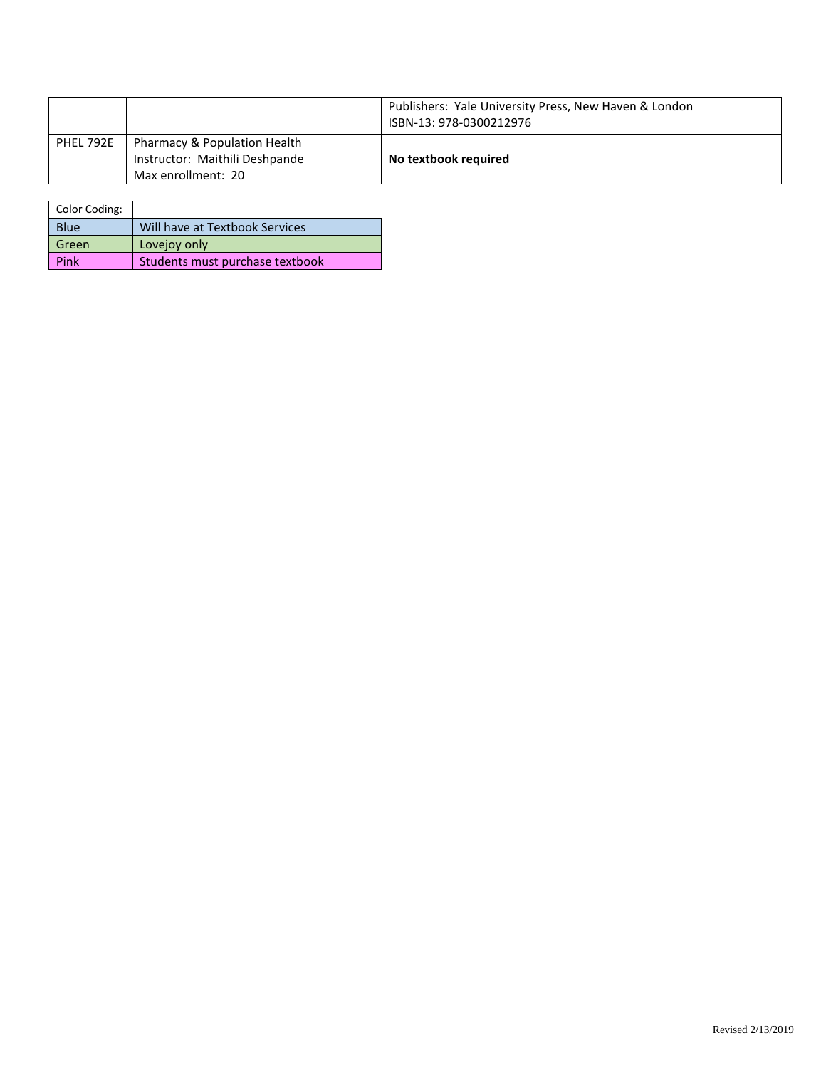| | | |
|---|---|---|
| | | Publishers: Yale University Press, New Haven & London<br>ISBN-13: 978-0300212976 |
| PHEL 792E | Pharmacy & Population Health<br>Instructor: Maithili Deshpande<br>Max enrollment: 20 | **No textbook required** |

| Color Coding: | |
|---|---|
| Blue | Will have at Textbook Services |
| Green | Lovejoy only |
| Pink | Students must purchase textbook |

Revised 2/13/2019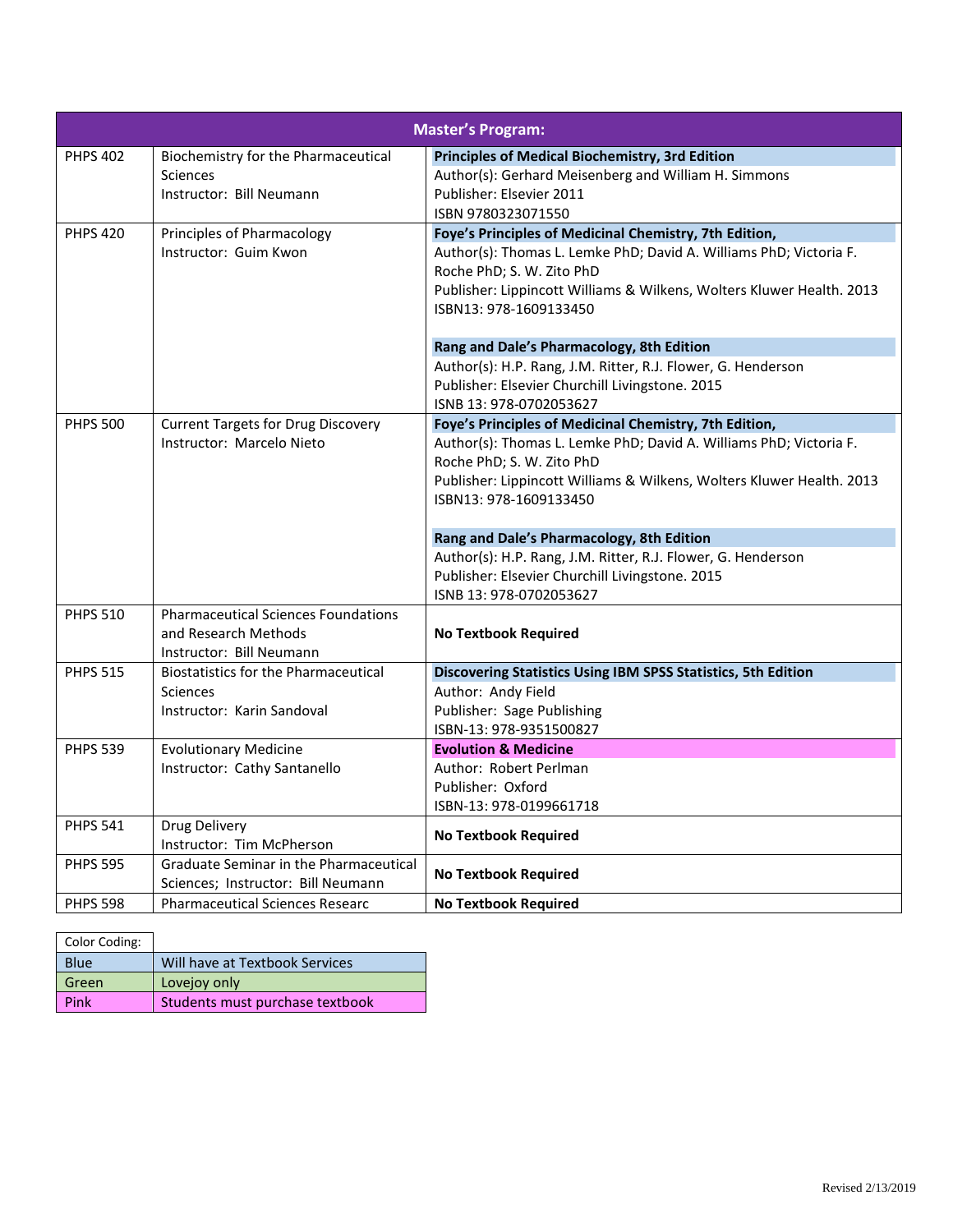| Master's Program: | | |
|---|---|---|
| PHPS 402 | Biochemistry for the Pharmaceutical Sciences<br>Instructor: Bill Neumann | **Principles of Medical Biochemistry, 3rd Edition**<br>Author(s): Gerhard Meisenberg and William H. Simmons<br>Publisher: Elsevier 2011<br>ISBN 9780323071550 |
| PHPS 420 | Principles of Pharmacology<br>Instructor: Guim Kwon | **Foye's Principles of Medicinal Chemistry, 7th Edition,**<br>Author(s): Thomas L. Lemke PhD; David A. Williams PhD; Victoria F. Roche PhD; S. W. Zito PhD<br>Publisher: Lippincott Williams & Wilkens, Wolters Kluwer Health. 2013<br>ISBN13: 978-1609133450<br><br>**Rang and Dale's Pharmacology, 8th Edition**<br>Author(s): H.P. Rang, J.M. Ritter, R.J. Flower, G. Henderson<br>Publisher: Elsevier Churchill Livingstone. 2015<br>ISNB 13: 978-0702053627 |
| PHPS 500 | Current Targets for Drug Discovery<br>Instructor: Marcelo Nieto | **Foye's Principles of Medicinal Chemistry, 7th Edition,**<br>Author(s): Thomas L. Lemke PhD; David A. Williams PhD; Victoria F. Roche PhD; S. W. Zito PhD<br>Publisher: Lippincott Williams & Wilkens, Wolters Kluwer Health. 2013<br>ISBN13: 978-1609133450<br><br>**Rang and Dale's Pharmacology, 8th Edition**<br>Author(s): H.P. Rang, J.M. Ritter, R.J. Flower, G. Henderson<br>Publisher: Elsevier Churchill Livingstone. 2015<br>ISNB 13: 978-0702053627 |
| PHPS 510 | Pharmaceutical Sciences Foundations and Research Methods<br>Instructor: Bill Neumann | **No Textbook Required** |
| PHPS 515 | Biostatistics for the Pharmaceutical Sciences<br>Instructor: Karin Sandoval | **Discovering Statistics Using IBM SPSS Statistics, 5th Edition**<br>Author: Andy Field<br>Publisher: Sage Publishing<br>ISBN-13: 978-9351500827 |
| PHPS 539 | Evolutionary Medicine<br>Instructor: Cathy Santanello | **Evolution & Medicine**<br>Author: Robert Perlman<br>Publisher: Oxford<br>ISBN-13: 978-0199661718 |
| PHPS 541 | Drug Delivery<br>Instructor: Tim McPherson | **No Textbook Required** |
| PHPS 595 | Graduate Seminar in the Pharmaceutical Sciences; Instructor: Bill Neumann | **No Textbook Required** |
| PHPS 598 | Pharmaceutical Sciences Researc | **No Textbook Required** |

| Color Coding: | |
|---|---|
| Blue | Will have at Textbook Services |
| Green | Lovejoy only |
| Pink | Students must purchase textbook |

Revised 2/13/2019